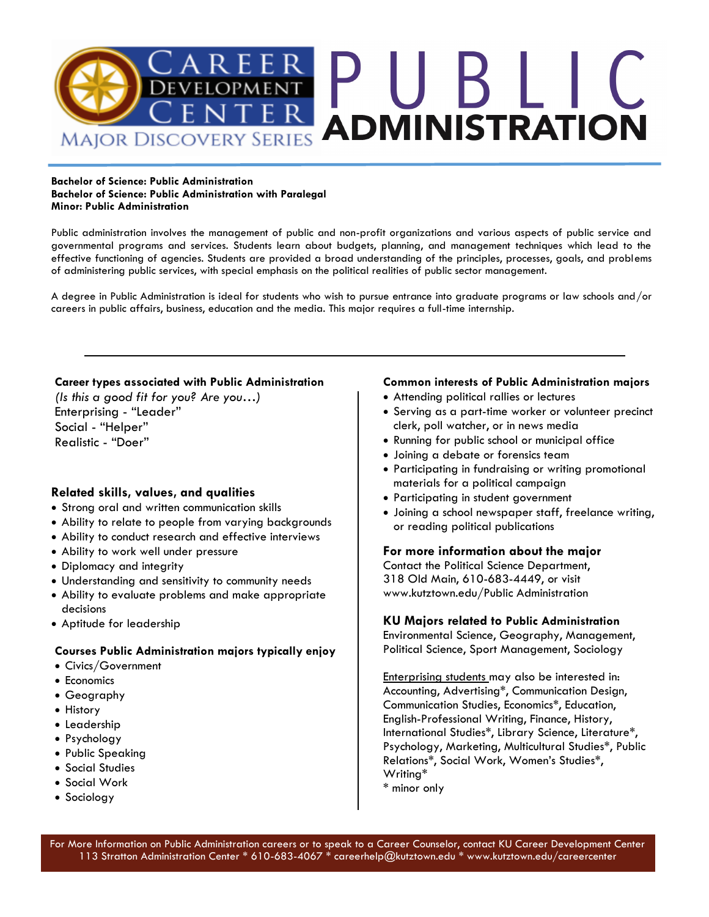# Career Development Center — Major Discovery Series

# PUBLIC ADMINISTRATION

**Bachelor of Science: Public Administration**
**Bachelor of Science: Public Administration with Paralegal**
**Minor: Public Administration**

Public administration involves the management of public and non-profit organizations and various aspects of public service and governmental programs and services. Students learn about budgets, planning, and management techniques which lead to the effective functioning of agencies. Students are provided a broad understanding of the principles, processes, goals, and problems of administering public services, with special emphasis on the political realities of public sector management.

A degree in Public Administration is ideal for students who wish to pursue entrance into graduate programs or law schools and/or careers in public affairs, business, education and the media. This major requires a full-time internship.

---

### Career types associated with Public Administration

*(Is this a good fit for you? Are you…)*

Enterprising - "Leader"
Social - "Helper"
Realistic - "Doer"

### Related skills, values, and qualities

- Strong oral and written communication skills
- Ability to relate to people from varying backgrounds
- Ability to conduct research and effective interviews
- Ability to work well under pressure
- Diplomacy and integrity
- Understanding and sensitivity to community needs
- Ability to evaluate problems and make appropriate decisions
- Aptitude for leadership

### Courses Public Administration majors typically enjoy

- Civics/Government
- Economics
- Geography
- History
- Leadership
- Psychology
- Public Speaking
- Social Studies
- Social Work
- Sociology

### Common interests of Public Administration majors

- Attending political rallies or lectures
- Serving as a part-time worker or volunteer precinct clerk, poll watcher, or in news media
- Running for public school or municipal office
- Joining a debate or forensics team
- Participating in fundraising or writing promotional materials for a political campaign
- Participating in student government
- Joining a school newspaper staff, freelance writing, or reading political publications

### For more information about the major

Contact the Political Science Department, 318 Old Main, 610-683-4449, or visit www.kutztown.edu/Public Administration

### KU Majors related to Public Administration

Environmental Science, Geography, Management, Political Science, Sport Management, Sociology

Enterprising students may also be interested in: Accounting, Advertising*, Communication Design, Communication Studies, Economics*, Education, English-Professional Writing, Finance, History, International Studies*, Library Science, Literature*, Psychology, Marketing, Multicultural Studies*, Public Relations*, Social Work, Women's Studies*, Writing*

\* minor only

---

For More Information on Public Administration careers or to speak to a Career Counselor, contact KU Career Development Center
113 Stratton Administration Center * 610-683-4067 * careerhelp@kutztown.edu * www.kutztown.edu/careercenter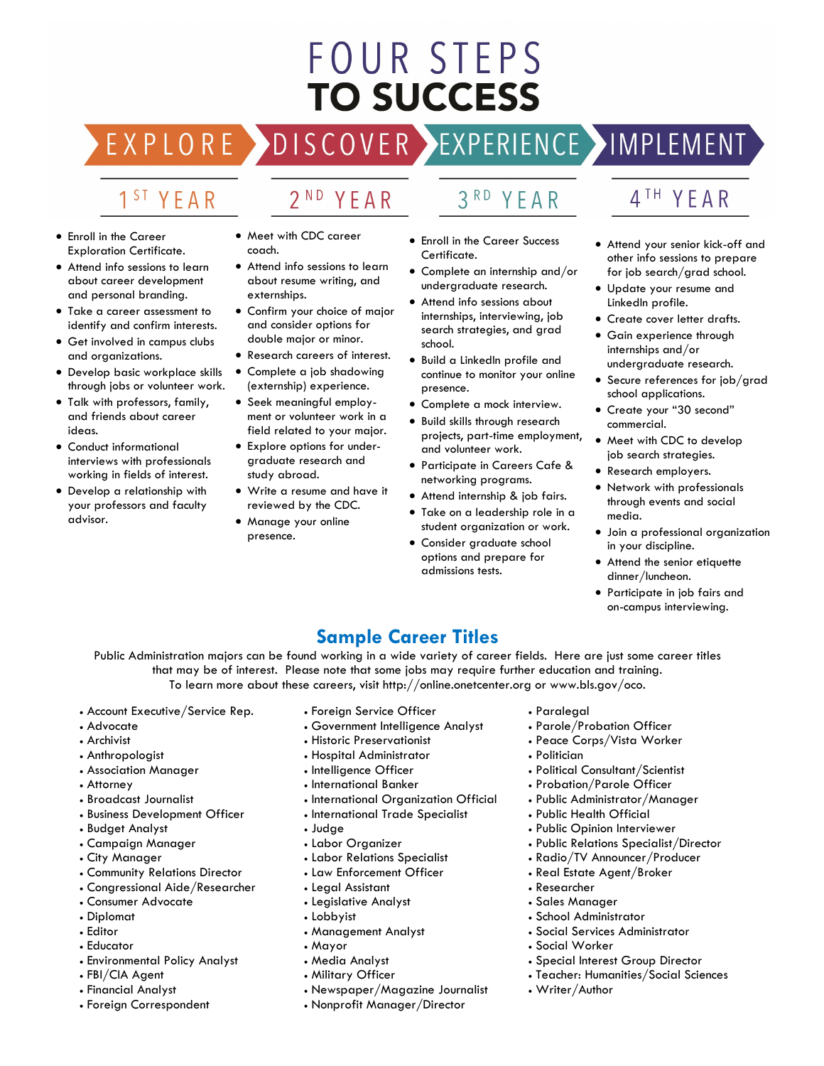# FOUR STEPS TO SUCCESS

EXPLORE › DISCOVER › EXPERIENCE › IMPLEMENT

## 1ST YEAR

- Enroll in the Career Exploration Certificate.
- Attend info sessions to learn about career development and personal branding.
- Take a career assessment to identify and confirm interests.
- Get involved in campus clubs and organizations.
- Develop basic workplace skills through jobs or volunteer work.
- Talk with professors, family, and friends about career ideas.
- Conduct informational interviews with professionals working in fields of interest.
- Develop a relationship with your professors and faculty advisor.

## 2ND YEAR

- Meet with CDC career coach.
- Attend info sessions to learn about resume writing, and externships.
- Confirm your choice of major and consider options for double major or minor.
- Research careers of interest.
- Complete a job shadowing (externship) experience.
- Seek meaningful employment or volunteer work in a field related to your major.
- Explore options for undergraduate research and study abroad.
- Write a resume and have it reviewed by the CDC.
- Manage your online presence.

## 3RD YEAR

- Enroll in the Career Success Certificate.
- Complete an internship and/or undergraduate research.
- Attend info sessions about internships, interviewing, job search strategies, and grad school.
- Build a LinkedIn profile and continue to monitor your online presence.
- Complete a mock interview.
- Build skills through research projects, part-time employment, and volunteer work.
- Participate in Careers Cafe & networking programs.
- Attend internship & job fairs.
- Take on a leadership role in a student organization or work.
- Consider graduate school options and prepare for admissions tests.

## 4TH YEAR

- Attend your senior kick-off and other info sessions to prepare for job search/grad school.
- Update your resume and LinkedIn profile.
- Create cover letter drafts.
- Gain experience through internships and/or undergraduate research.
- Secure references for job/grad school applications.
- Create your "30 second" commercial.
- Meet with CDC to develop job search strategies.
- Research employers.
- Network with professionals through events and social media.
- Join a professional organization in your discipline.
- Attend the senior etiquette dinner/luncheon.
- Participate in job fairs and on-campus interviewing.

## Sample Career Titles

Public Administration majors can be found working in a wide variety of career fields. Here are just some career titles that may be of interest. Please note that some jobs may require further education and training. To learn more about these careers, visit http://online.onetcenter.org or www.bls.gov/oco.

- Account Executive/Service Rep.
- Advocate
- Archivist
- Anthropologist
- Association Manager
- Attorney
- Broadcast Journalist
- Business Development Officer
- Budget Analyst
- Campaign Manager
- City Manager
- Community Relations Director
- Congressional Aide/Researcher
- Consumer Advocate
- Diplomat
- Editor
- Educator
- Environmental Policy Analyst
- FBI/CIA Agent
- Financial Analyst
- Foreign Correspondent
- Foreign Service Officer
- Government Intelligence Analyst
- Historic Preservationist
- Hospital Administrator
- Intelligence Officer
- International Banker
- International Organization Official
- International Trade Specialist
- Judge
- Labor Organizer
- Labor Relations Specialist
- Law Enforcement Officer
- Legal Assistant
- Legislative Analyst
- Lobbyist
- Management Analyst
- Mayor
- Media Analyst
- Military Officer
- Newspaper/Magazine Journalist
- Nonprofit Manager/Director
- Paralegal
- Parole/Probation Officer
- Peace Corps/Vista Worker
- Politician
- Political Consultant/Scientist
- Probation/Parole Officer
- Public Administrator/Manager
- Public Health Official
- Public Opinion Interviewer
- Public Relations Specialist/Director
- Radio/TV Announcer/Producer
- Real Estate Agent/Broker
- Researcher
- Sales Manager
- School Administrator
- Social Services Administrator
- Social Worker
- Special Interest Group Director
- Teacher: Humanities/Social Sciences
- Writer/Author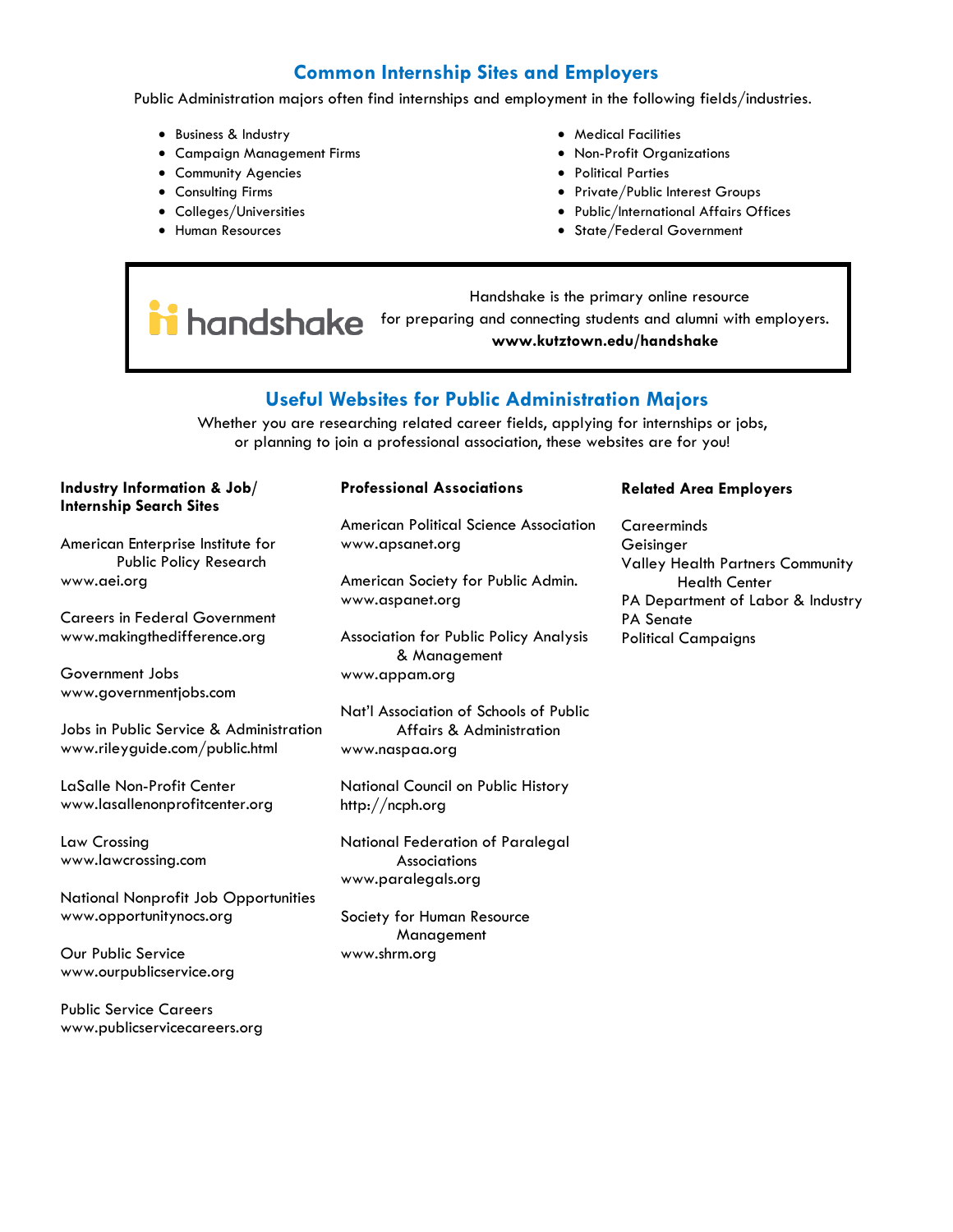## Common Internship Sites and Employers

Public Administration majors often find internships and employment in the following fields/industries.

- Business & Industry
- Campaign Management Firms
- Community Agencies
- Consulting Firms
- Colleges/Universities
- Human Resources
- Medical Facilities
- Non-Profit Organizations
- Political Parties
- Private/Public Interest Groups
- Public/International Affairs Offices
- State/Federal Government

handshake

Handshake is the primary online resource for preparing and connecting students and alumni with employers.
**www.kutztown.edu/handshake**

## Useful Websites for Public Administration Majors

Whether you are researching related career fields, applying for internships or jobs, or planning to join a professional association, these websites are for you!

**Industry Information & Job/ Internship Search Sites**

American Enterprise Institute for Public Policy Research
www.aei.org

Careers in Federal Government
www.makingthedifference.org

Government Jobs
www.governmentjobs.com

Jobs in Public Service & Administration
www.rileyguide.com/public.html

LaSalle Non-Profit Center
www.lasallenonprofitcenter.org

Law Crossing
www.lawcrossing.com

National Nonprofit Job Opportunities
www.opportunitynocs.org

Our Public Service
www.ourpublicservice.org

Public Service Careers
www.publicservicecareers.org

**Professional Associations**

American Political Science Association
www.apsanet.org

American Society for Public Admin.
www.aspanet.org

Association for Public Policy Analysis & Management
www.appam.org

Nat'l Association of Schools of Public Affairs & Administration
www.naspaa.org

National Council on Public History
http://ncph.org

National Federation of Paralegal Associations
www.paralegals.org

Society for Human Resource Management
www.shrm.org

**Related Area Employers**

Careerminds
Geisinger
Valley Health Partners Community Health Center
PA Department of Labor & Industry
PA Senate
Political Campaigns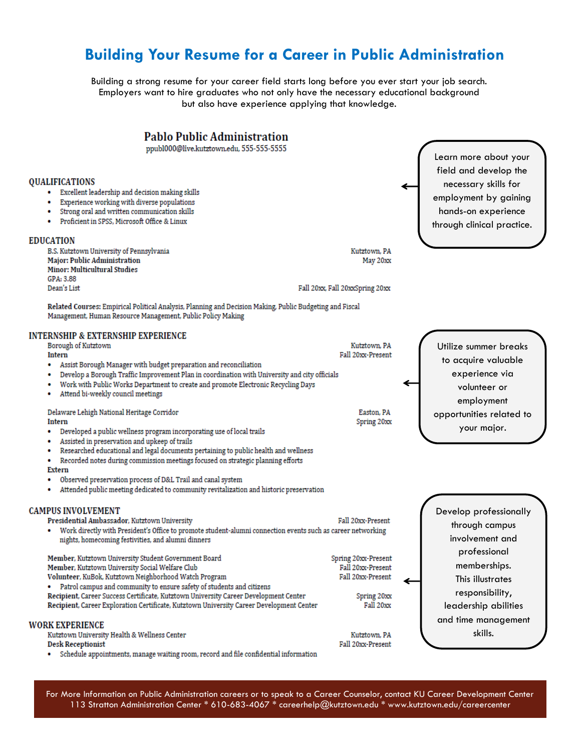# Building Your Resume for a Career in Public Administration

Building a strong resume for your career field starts long before you ever start your job search. Employers want to hire graduates who not only have the necessary educational background but also have experience applying that knowledge.

## Pablo Public Administration

ppubl000@live.kutztown.edu, 555-555-5555

### QUALIFICATIONS

- Excellent leadership and decision making skills
- Experience working with diverse populations
- Strong oral and written communication skills
- Proficient in SPSS, Microsoft Office & Linux

> Learn more about your field and develop the necessary skills for employment by gaining hands-on experience through clinical practice.

### EDUCATION

B.S. Kutztown University of Pennsylvania — Kutztown, PA
**Major: Public Administration** — May 20xx
**Minor: Multicultural Studies**
GPA: 3.88
Dean's List — Fall 20xx, Fall 20xxSpring 20xx

**Related Courses:** Empirical Political Analysis, Planning and Decision Making, Public Budgeting and Fiscal Management, Human Resource Management, Public Policy Making

### INTERNSHIP & EXTERNSHIP EXPERIENCE

Borough of Kutztown — Kutztown, PA
**Intern** — Fall 20xx-Present

- Assist Borough Manager with budget preparation and reconciliation
- Develop a Borough Traffic Improvement Plan in coordination with University and city officials
- Work with Public Works Department to create and promote Electronic Recycling Days
- Attend bi-weekly council meetings

> Utilize summer breaks to acquire valuable experience via volunteer or employment opportunities related to your major.

Delaware Lehigh National Heritage Corridor — Easton, PA
**Intern** — Spring 20xx

- Developed a public wellness program incorporating use of local trails
- Assisted in preservation and upkeep of trails
- Researched educational and legal documents pertaining to public health and wellness
- Recorded notes during commission meetings focused on strategic planning efforts

**Extern**

- Observed preservation process of D&L Trail and canal system
- Attended public meeting dedicated to community revitalization and historic preservation

### CAMPUS INVOLVEMENT

**Presidential Ambassador**, Kutztown University — Fall 20xx-Present

- Work directly with President's Office to promote student-alumni connection events such as career networking nights, homecoming festivities, and alumni dinners

**Member**, Kutztown University Student Government Board — Spring 20xx-Present
**Member**, Kutztown University Social Welfare Club — Fall 20xx-Present
**Volunteer**, KuBok, Kutztown Neighborhood Watch Program — Fall 20xx-Present

- Patrol campus and community to ensure safety of students and citizens

**Recipient**, Career Success Certificate, Kutztown University Career Development Center — Spring 20xx
**Recipient**, Career Exploration Certificate, Kutztown University Career Development Center — Fall 20xx

> Develop professionally through campus involvement and professional memberships. This illustrates responsibility, leadership abilities and time management skills.

### WORK EXPERIENCE

Kutztown University Health & Wellness Center — Kutztown, PA
**Desk Receptionist** — Fall 20xx-Present

- Schedule appointments, manage waiting room, record and file confidential information

---

For More Information on Public Administration careers or to speak to a Career Counselor, contact KU Career Development Center
113 Stratton Administration Center * 610-683-4067 * careerhelp@kutztown.edu * www.kutztown.edu/careercenter